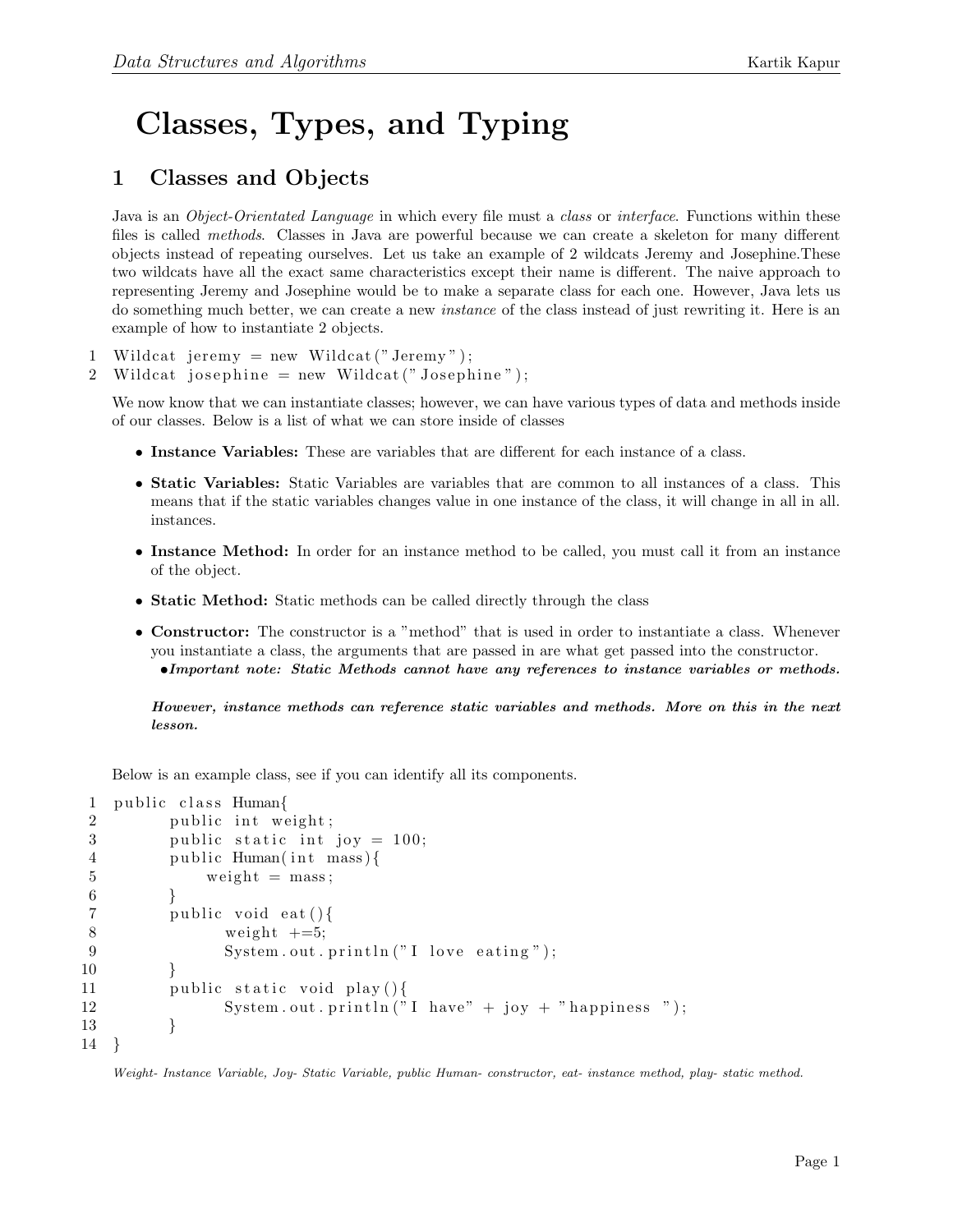# Classes, Types, and Typing

## 1 Classes and Objects

Java is an *Object-Orientated Language* in which every file must a *class* or *interface*. Functions within these files is called *methods*. Classes in Java are powerful because we can create a skeleton for many different objects instead of repeating ourselves. Let us take an example of 2 wildcats Jeremy and Josephine.These two wildcats have all the exact same characteristics except their name is different. The naive approach to representing Jeremy and Josephine would be to make a separate class for each one. However, Java lets us do something much better, we can create a new *instance* of the class instead of just rewriting it. Here is an example of how to instantiate 2 objects.

```
1 Wildcat jeremy = new Wildcat("Jeremy");
2 Wildcat josephine = new Wildcat("Josephine");
```

We now know that we can instantiate classes; however, we can have various types of data and methods inside of our classes. Below is a list of what we can store inside of classes

- **Instance Variables:** These are variables that are different for each instance of a class.
- **Static Variables:** Static Variables are variables that are common to all instances of a class. This means that if the static variables changes value in one instance of the class, it will change in all in all. instances.
- **Instance Method:** In order for an instance method to be called, you must call it from an instance of the object.
- **Static Method:** Static methods can be called directly through the class
- **Constructor:** The constructor is a "method" that is used in order to instantiate a class. Whenever you instantiate a class, the arguments that are passed in are what get passed into the constructor.
  - ***Important note: Static Methods cannot have any references to instance variables or methods.***

  ***However, instance methods can reference static variables and methods. More on this in the next lesson.***

Below is an example class, see if you can identify all its components.

```
1  public class Human{
2          public int weight;
3          public static int joy = 100;
4          public Human(int mass){
5              weight = mass;
6          }
7          public void eat(){
8                 weight +=5;
9                 System.out.println("I love eating");
10         }
11         public static void play(){
12                System.out.println("I have" + joy + "happiness ");
13         }
14 }
```

*Weight- Instance Variable, Joy- Static Variable, public Human- constructor, eat- instance method, play- static method.*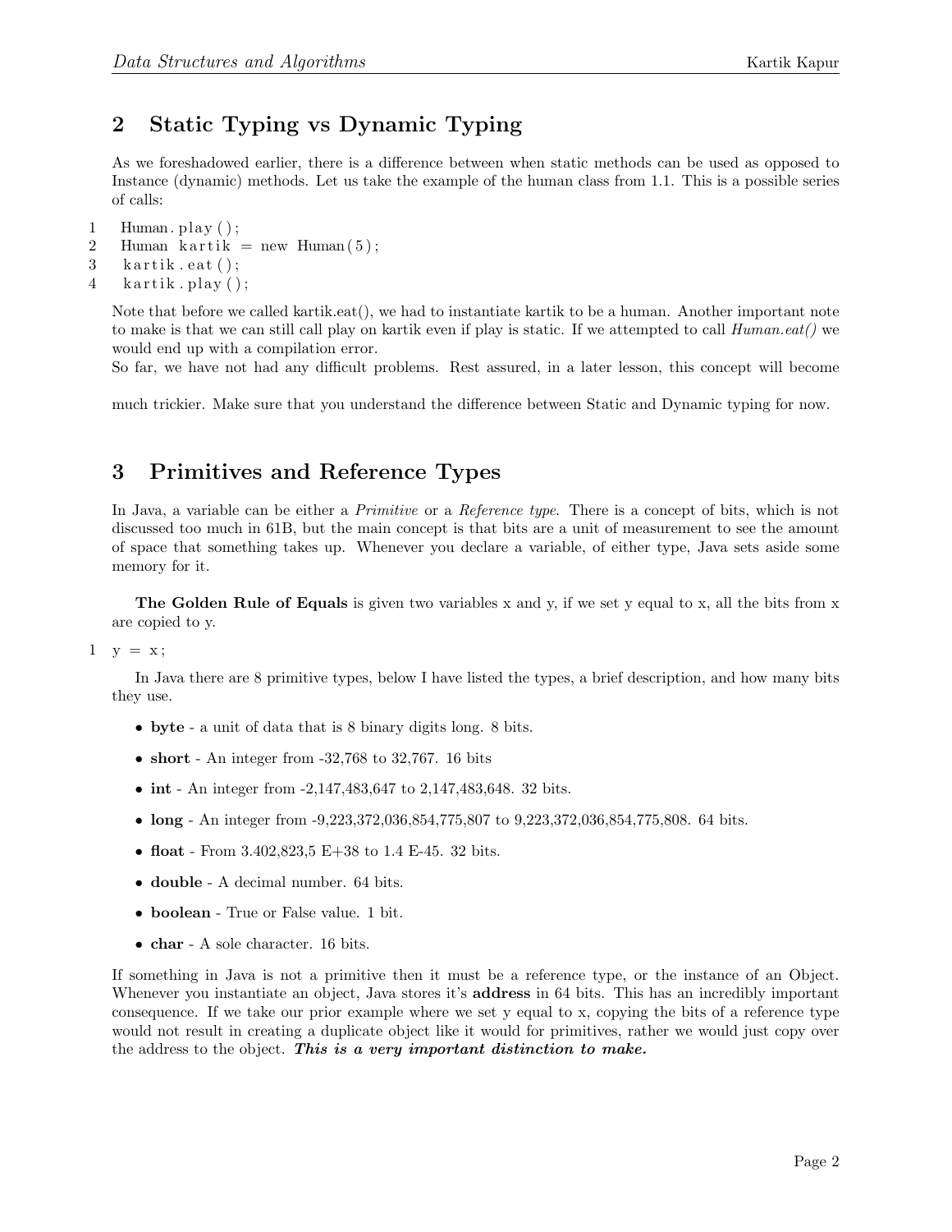## 2 Static Typing vs Dynamic Typing

As we foreshadowed earlier, there is a difference between when static methods can be used as opposed to Instance (dynamic) methods. Let us take the example of the human class from 1.1. This is a possible series of calls:

```
1  Human.play();
2  Human kartik = new Human(5);
3  kartik.eat();
4  kartik.play();
```

Note that before we called kartik.eat(), we had to instantiate kartik to be a human. Another important note to make is that we can still call play on kartik even if play is static. If we attempted to call *Human.eat()* we would end up with a compilation error.

So far, we have not had any difficult problems. Rest assured, in a later lesson, this concept will become

much trickier. Make sure that you understand the difference between Static and Dynamic typing for now.

## 3 Primitives and Reference Types

In Java, a variable can be either a *Primitive* or a *Reference type*. There is a concept of bits, which is not discussed too much in 61B, but the main concept is that bits are a unit of measurement to see the amount of space that something takes up. Whenever you declare a variable, of either type, Java sets aside some memory for it.

**The Golden Rule of Equals** is given two variables x and y, if we set y equal to x, all the bits from x are copied to y.

```
1  y = x;
```

In Java there are 8 primitive types, below I have listed the types, a brief description, and how many bits they use.

- **byte** - a unit of data that is 8 binary digits long. 8 bits.
- **short** - An integer from -32,768 to 32,767. 16 bits
- **int** - An integer from -2,147,483,647 to 2,147,483,648. 32 bits.
- **long** - An integer from -9,223,372,036,854,775,807 to 9,223,372,036,854,775,808. 64 bits.
- **float** - From 3.402,823,5 E+38 to 1.4 E-45. 32 bits.
- **double** - A decimal number. 64 bits.
- **boolean** - True or False value. 1 bit.
- **char** - A sole character. 16 bits.

If something in Java is not a primitive then it must be a reference type, or the instance of an Object. Whenever you instantiate an object, Java stores it's **address** in 64 bits. This has an incredibly important consequence. If we take our prior example where we set y equal to x, copying the bits of a reference type would not result in creating a duplicate object like it would for primitives, rather we would just copy over the address to the object. ***This is a very important distinction to make.***